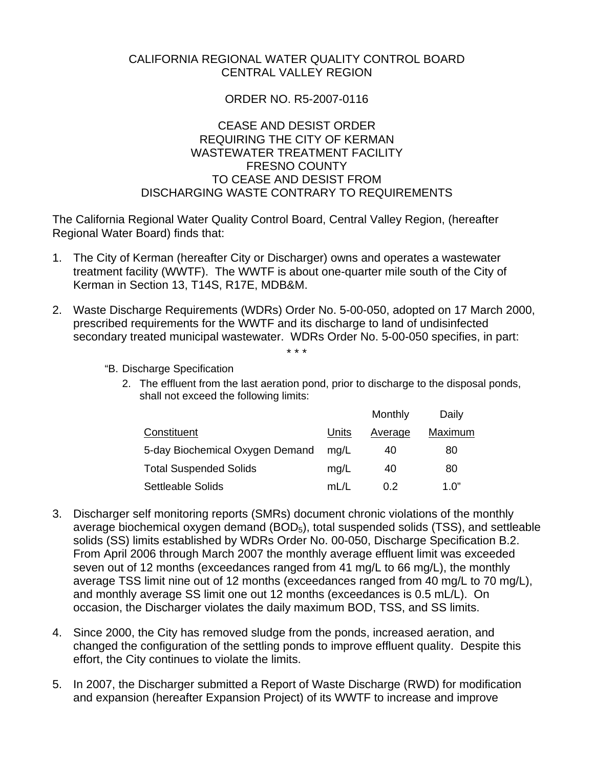CALIFORNIA REGIONAL WATER QUALITY CONTROL BOARD
CENTRAL VALLEY REGION

ORDER NO. R5-2007-0116

CEASE AND DESIST ORDER
REQUIRING THE CITY OF KERMAN
WASTEWATER TREATMENT FACILITY
FRESNO COUNTY
TO CEASE AND DESIST FROM
DISCHARGING WASTE CONTRARY TO REQUIREMENTS

The California Regional Water Quality Control Board, Central Valley Region, (hereafter Regional Water Board) finds that:

1. The City of Kerman (hereafter City or Discharger) owns and operates a wastewater treatment facility (WWTF). The WWTF is about one-quarter mile south of the City of Kerman in Section 13, T14S, R17E, MDB&M.

2. Waste Discharge Requirements (WDRs) Order No. 5-00-050, adopted on 17 March 2000, prescribed requirements for the WWTF and its discharge to land of undisinfected secondary treated municipal wastewater. WDRs Order No. 5-00-050 specifies, in part:

   * * *

   "B. Discharge Specification

   2. The effluent from the last aeration pond, prior to discharge to the disposal ponds, shall not exceed the following limits:

   | Constituent | Units | Monthly Average | Daily Maximum |
   |---|---|---|---|
   | 5-day Biochemical Oxygen Demand | mg/L | 40 | 80 |
   | Total Suspended Solids | mg/L | 40 | 80 |
   | Settleable Solids | mL/L | 0.2 | 1.0" |

3. Discharger self monitoring reports (SMRs) document chronic violations of the monthly average biochemical oxygen demand ($BOD_5$), total suspended solids (TSS), and settleable solids (SS) limits established by WDRs Order No. 00-050, Discharge Specification B.2. From April 2006 through March 2007 the monthly average effluent limit was exceeded seven out of 12 months (exceedances ranged from 41 mg/L to 66 mg/L), the monthly average TSS limit nine out of 12 months (exceedances ranged from 40 mg/L to 70 mg/L), and monthly average SS limit one out 12 months (exceedances is 0.5 mL/L). On occasion, the Discharger violates the daily maximum BOD, TSS, and SS limits.

4. Since 2000, the City has removed sludge from the ponds, increased aeration, and changed the configuration of the settling ponds to improve effluent quality. Despite this effort, the City continues to violate the limits.

5. In 2007, the Discharger submitted a Report of Waste Discharge (RWD) for modification and expansion (hereafter Expansion Project) of its WWTF to increase and improve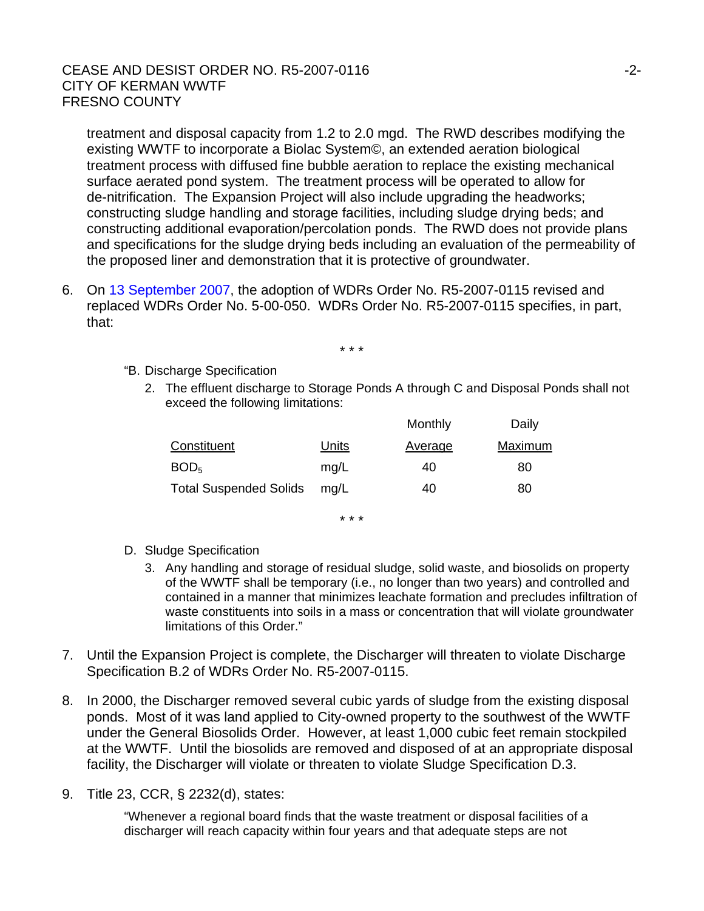treatment and disposal capacity from 1.2 to 2.0 mgd. The RWD describes modifying the existing WWTF to incorporate a Biolac System©, an extended aeration biological treatment process with diffused fine bubble aeration to replace the existing mechanical surface aerated pond system. The treatment process will be operated to allow for de-nitrification. The Expansion Project will also include upgrading the headworks; constructing sludge handling and storage facilities, including sludge drying beds; and constructing additional evaporation/percolation ponds. The RWD does not provide plans and specifications for the sludge drying beds including an evaluation of the permeability of the proposed liner and demonstration that it is protective of groundwater.

6. On 13 September 2007, the adoption of WDRs Order No. R5-2007-0115 revised and replaced WDRs Order No. 5-00-050. WDRs Order No. R5-2007-0115 specifies, in part, that:

   \* \* \*

   "B. Discharge Specification

   2. The effluent discharge to Storage Ponds A through C and Disposal Ponds shall not exceed the following limitations:

   | Constituent | Units | Monthly Average | Daily Maximum |
   |---|---|---|---|
   | $BOD_5$ | mg/L | 40 | 80 |
   | Total Suspended Solids | mg/L | 40 | 80 |

   \* \* \*

   D. Sludge Specification

   3. Any handling and storage of residual sludge, solid waste, and biosolids on property of the WWTF shall be temporary (i.e., no longer than two years) and controlled and contained in a manner that minimizes leachate formation and precludes infiltration of waste constituents into soils in a mass or concentration that will violate groundwater limitations of this Order."

7. Until the Expansion Project is complete, the Discharger will threaten to violate Discharge Specification B.2 of WDRs Order No. R5-2007-0115.

8. In 2000, the Discharger removed several cubic yards of sludge from the existing disposal ponds. Most of it was land applied to City-owned property to the southwest of the WWTF under the General Biosolids Order. However, at least 1,000 cubic feet remain stockpiled at the WWTF. Until the biosolids are removed and disposed of at an appropriate disposal facility, the Discharger will violate or threaten to violate Sludge Specification D.3.

9. Title 23, CCR, § 2232(d), states:

   "Whenever a regional board finds that the waste treatment or disposal facilities of a discharger will reach capacity within four years and that adequate steps are not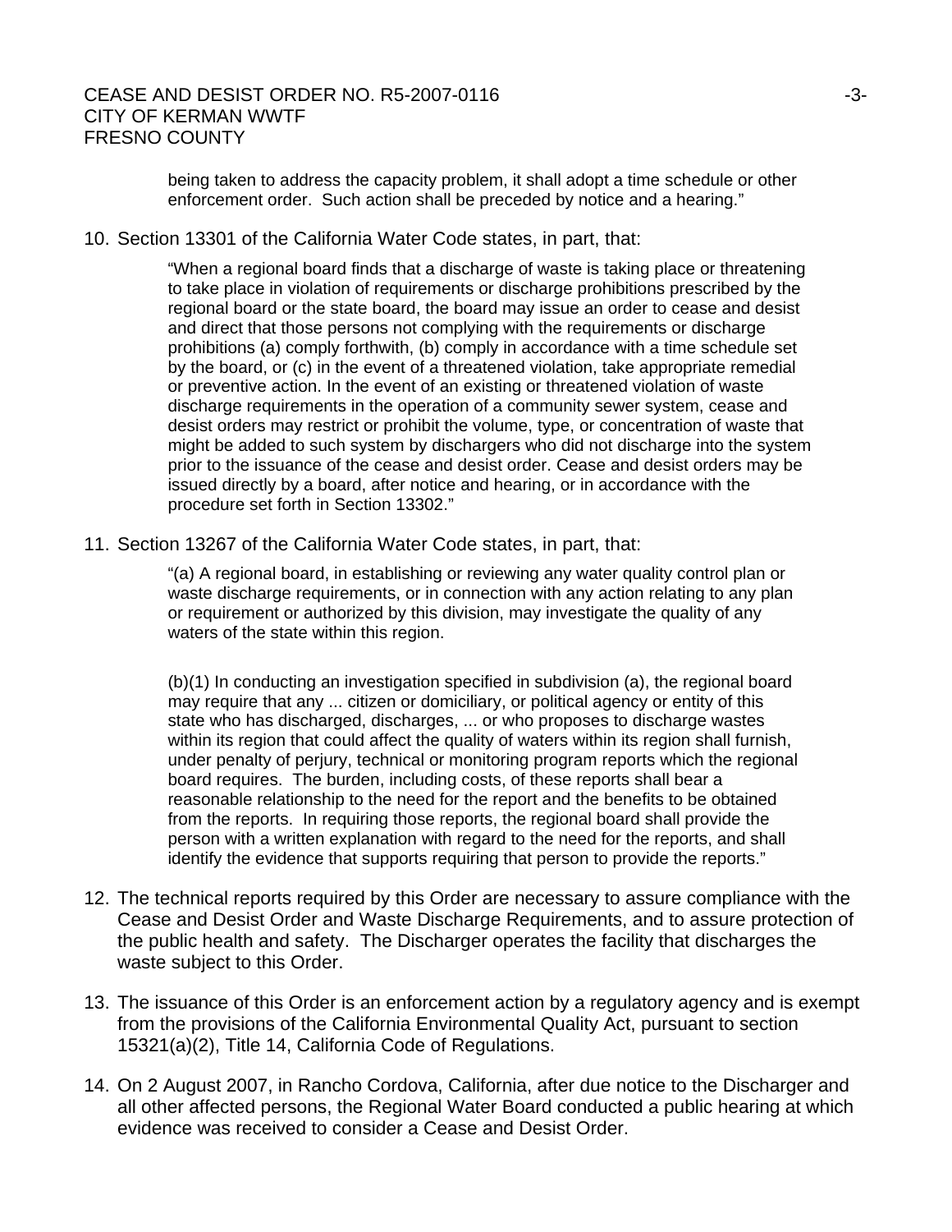being taken to address the capacity problem, it shall adopt a time schedule or other enforcement order. Such action shall be preceded by notice and a hearing."

10. Section 13301 of the California Water Code states, in part, that:

> "When a regional board finds that a discharge of waste is taking place or threatening to take place in violation of requirements or discharge prohibitions prescribed by the regional board or the state board, the board may issue an order to cease and desist and direct that those persons not complying with the requirements or discharge prohibitions (a) comply forthwith, (b) comply in accordance with a time schedule set by the board, or (c) in the event of a threatened violation, take appropriate remedial or preventive action. In the event of an existing or threatened violation of waste discharge requirements in the operation of a community sewer system, cease and desist orders may restrict or prohibit the volume, type, or concentration of waste that might be added to such system by dischargers who did not discharge into the system prior to the issuance of the cease and desist order. Cease and desist orders may be issued directly by a board, after notice and hearing, or in accordance with the procedure set forth in Section 13302."

11. Section 13267 of the California Water Code states, in part, that:

> "(a) A regional board, in establishing or reviewing any water quality control plan or waste discharge requirements, or in connection with any action relating to any plan or requirement or authorized by this division, may investigate the quality of any waters of the state within this region.
>
> (b)(1) In conducting an investigation specified in subdivision (a), the regional board may require that any ... citizen or domiciliary, or political agency or entity of this state who has discharged, discharges, ... or who proposes to discharge wastes within its region that could affect the quality of waters within its region shall furnish, under penalty of perjury, technical or monitoring program reports which the regional board requires. The burden, including costs, of these reports shall bear a reasonable relationship to the need for the report and the benefits to be obtained from the reports. In requiring those reports, the regional board shall provide the person with a written explanation with regard to the need for the reports, and shall identify the evidence that supports requiring that person to provide the reports."

12. The technical reports required by this Order are necessary to assure compliance with the Cease and Desist Order and Waste Discharge Requirements, and to assure protection of the public health and safety. The Discharger operates the facility that discharges the waste subject to this Order.

13. The issuance of this Order is an enforcement action by a regulatory agency and is exempt from the provisions of the California Environmental Quality Act, pursuant to section 15321(a)(2), Title 14, California Code of Regulations.

14. On 2 August 2007, in Rancho Cordova, California, after due notice to the Discharger and all other affected persons, the Regional Water Board conducted a public hearing at which evidence was received to consider a Cease and Desist Order.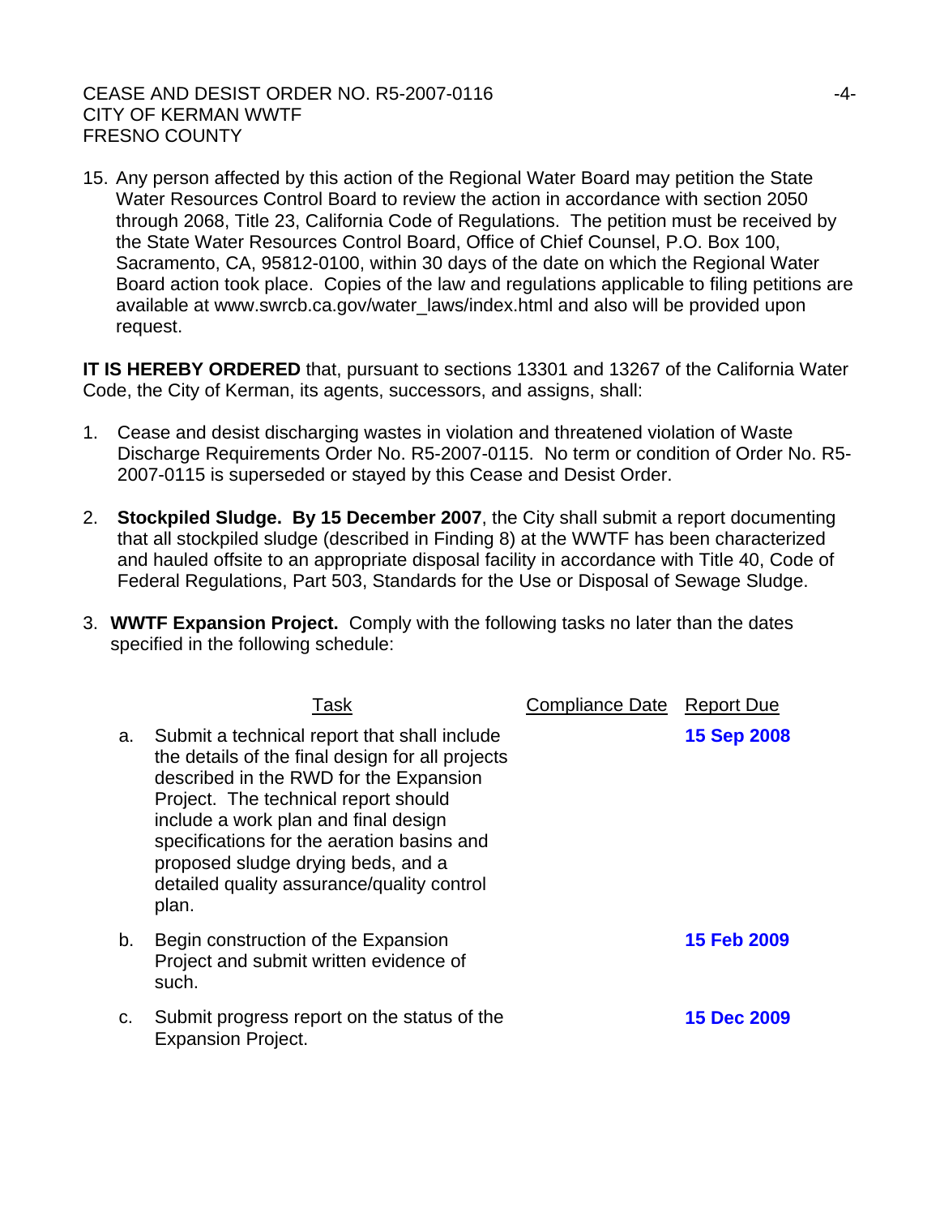15. Any person affected by this action of the Regional Water Board may petition the State Water Resources Control Board to review the action in accordance with section 2050 through 2068, Title 23, California Code of Regulations. The petition must be received by the State Water Resources Control Board, Office of Chief Counsel, P.O. Box 100, Sacramento, CA, 95812-0100, within 30 days of the date on which the Regional Water Board action took place. Copies of the law and regulations applicable to filing petitions are available at www.swrcb.ca.gov/water_laws/index.html and also will be provided upon request.

**IT IS HEREBY ORDERED** that, pursuant to sections 13301 and 13267 of the California Water Code, the City of Kerman, its agents, successors, and assigns, shall:

1. Cease and desist discharging wastes in violation and threatened violation of Waste Discharge Requirements Order No. R5-2007-0115. No term or condition of Order No. R5-2007-0115 is superseded or stayed by this Cease and Desist Order.

2. **Stockpiled Sludge. By 15 December 2007**, the City shall submit a report documenting that all stockpiled sludge (described in Finding 8) at the WWTF has been characterized and hauled offsite to an appropriate disposal facility in accordance with Title 40, Code of Federal Regulations, Part 503, Standards for the Use or Disposal of Sewage Sludge.

3. **WWTF Expansion Project.** Comply with the following tasks no later than the dates specified in the following schedule:

| | Task | Compliance Date | Report Due |
|---|---|---|---|
| a. | Submit a technical report that shall include the details of the final design for all projects described in the RWD for the Expansion Project. The technical report should include a work plan and final design specifications for the aeration basins and proposed sludge drying beds, and a detailed quality assurance/quality control plan. | | **15 Sep 2008** |
| b. | Begin construction of the Expansion Project and submit written evidence of such. | | **15 Feb 2009** |
| c. | Submit progress report on the status of the Expansion Project. | | **15 Dec 2009** |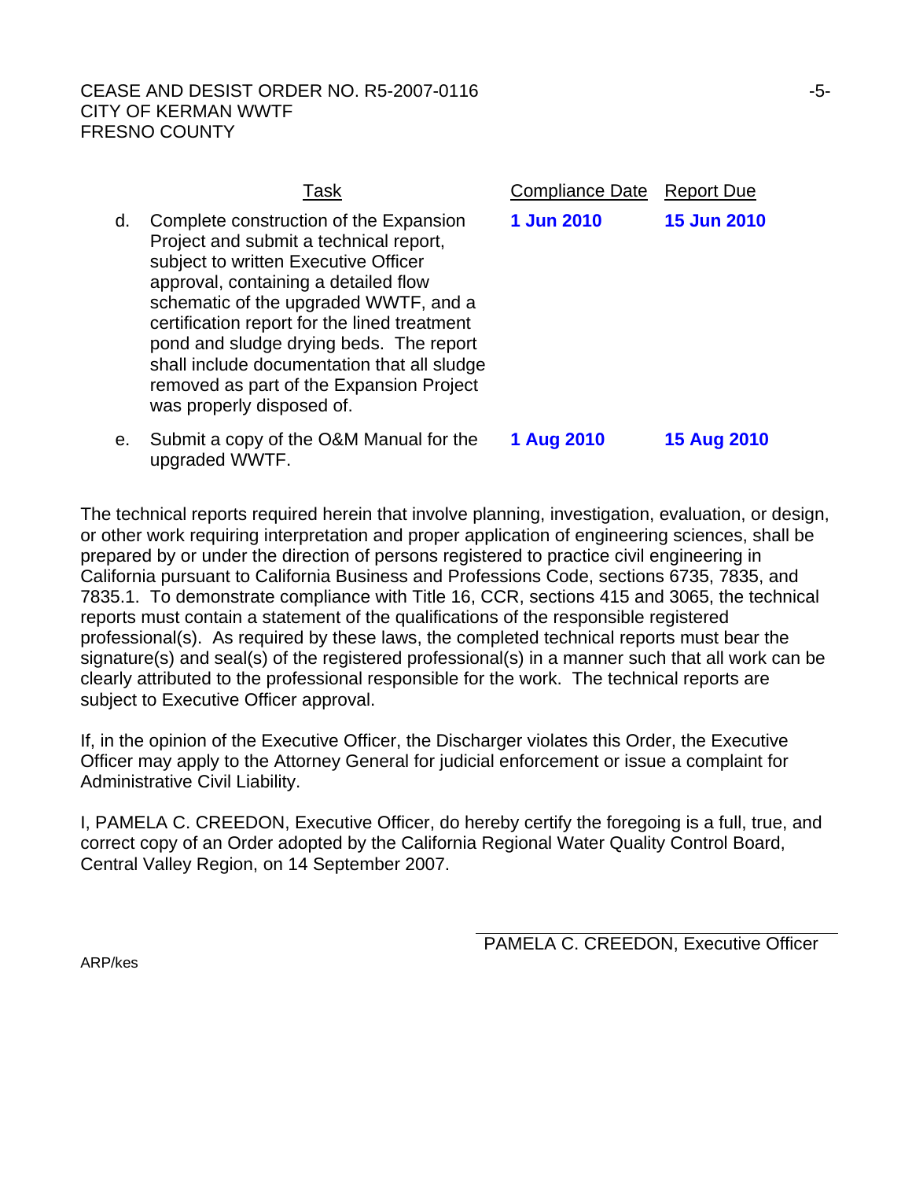| | Task | Compliance Date | Report Due |
|---|---|---|---|
| d. | Complete construction of the Expansion Project and submit a technical report, subject to written Executive Officer approval, containing a detailed flow schematic of the upgraded WWTF, and a certification report for the lined treatment pond and sludge drying beds. The report shall include documentation that all sludge removed as part of the Expansion Project was properly disposed of. | **1 Jun 2010** | **15 Jun 2010** |
| e. | Submit a copy of the O&M Manual for the upgraded WWTF. | **1 Aug 2010** | **15 Aug 2010** |

The technical reports required herein that involve planning, investigation, evaluation, or design, or other work requiring interpretation and proper application of engineering sciences, shall be prepared by or under the direction of persons registered to practice civil engineering in California pursuant to California Business and Professions Code, sections 6735, 7835, and 7835.1. To demonstrate compliance with Title 16, CCR, sections 415 and 3065, the technical reports must contain a statement of the qualifications of the responsible registered professional(s). As required by these laws, the completed technical reports must bear the signature(s) and seal(s) of the registered professional(s) in a manner such that all work can be clearly attributed to the professional responsible for the work. The technical reports are subject to Executive Officer approval.

If, in the opinion of the Executive Officer, the Discharger violates this Order, the Executive Officer may apply to the Attorney General for judicial enforcement or issue a complaint for Administrative Civil Liability.

I, PAMELA C. CREEDON, Executive Officer, do hereby certify the foregoing is a full, true, and correct copy of an Order adopted by the California Regional Water Quality Control Board, Central Valley Region, on 14 September 2007.

PAMELA C. CREEDON, Executive Officer

ARP/kes